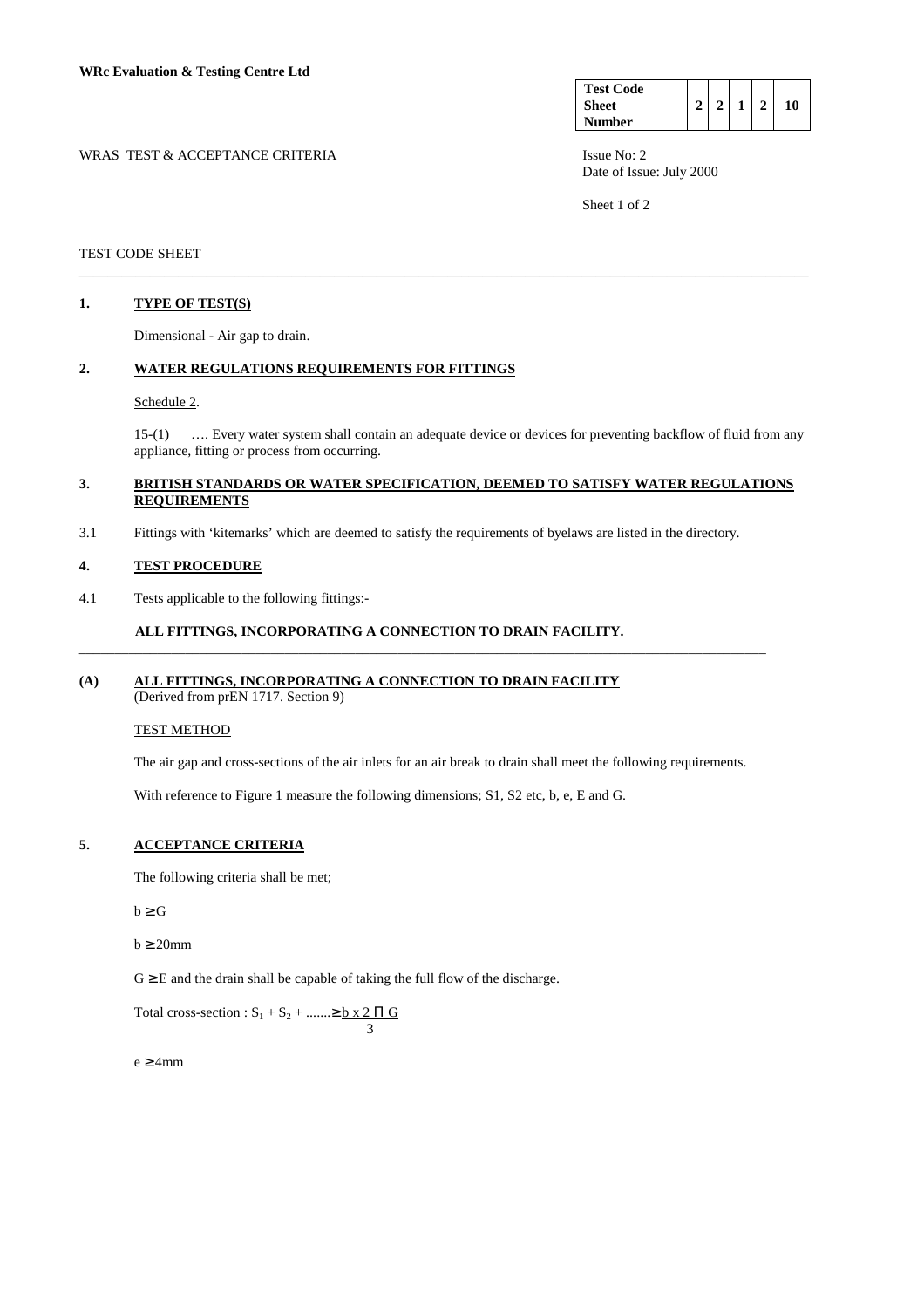**WRc Evaluation & Testing Centre Ltd**

| Test Code Sheet Number | 2 | 2 | 1 | 2 | 10 |
|---|---|---|---|---|---|

WRAS TEST & ACCEPTANCE CRITERIA

Issue No: 2
Date of Issue: July 2000

TEST CODE SHEET

## 1. TYPE OF TEST(S)

Dimensional - Air gap to drain.

## 2. WATER REGULATIONS REQUIREMENTS FOR FITTINGS

Schedule 2.

15-(1) …. Every water system shall contain an adequate device or devices for preventing backflow of fluid from any appliance, fitting or process from occurring.

## 3. BRITISH STANDARDS OR WATER SPECIFICATION, DEEMED TO SATISFY WATER REGULATIONS REQUIREMENTS

3.1 Fittings with 'kitemarks' which are deemed to satisfy the requirements of byelaws are listed in the directory.

## 4. TEST PROCEDURE

4.1 Tests applicable to the following fittings:-

**ALL FITTINGS, INCORPORATING A CONNECTION TO DRAIN FACILITY.**

---

### (A) ALL FITTINGS, INCORPORATING A CONNECTION TO DRAIN FACILITY

(Derived from prEN 1717. Section 9)

TEST METHOD

The air gap and cross-sections of the air inlets for an air break to drain shall meet the following requirements.

With reference to Figure 1 measure the following dimensions; S1, S2 etc, b, e, E and G.

## 5. ACCEPTANCE CRITERIA

The following criteria shall be met;

$b \geq G$

$b \geq 20\text{mm}$

$G \geq E$ and the drain shall be capable of taking the full flow of the discharge.

Total cross-section : $S_1 + S_2 + ....... \geq \dfrac{b \times 2\,\Pi\,G}{3}$

$e \geq 4\text{mm}$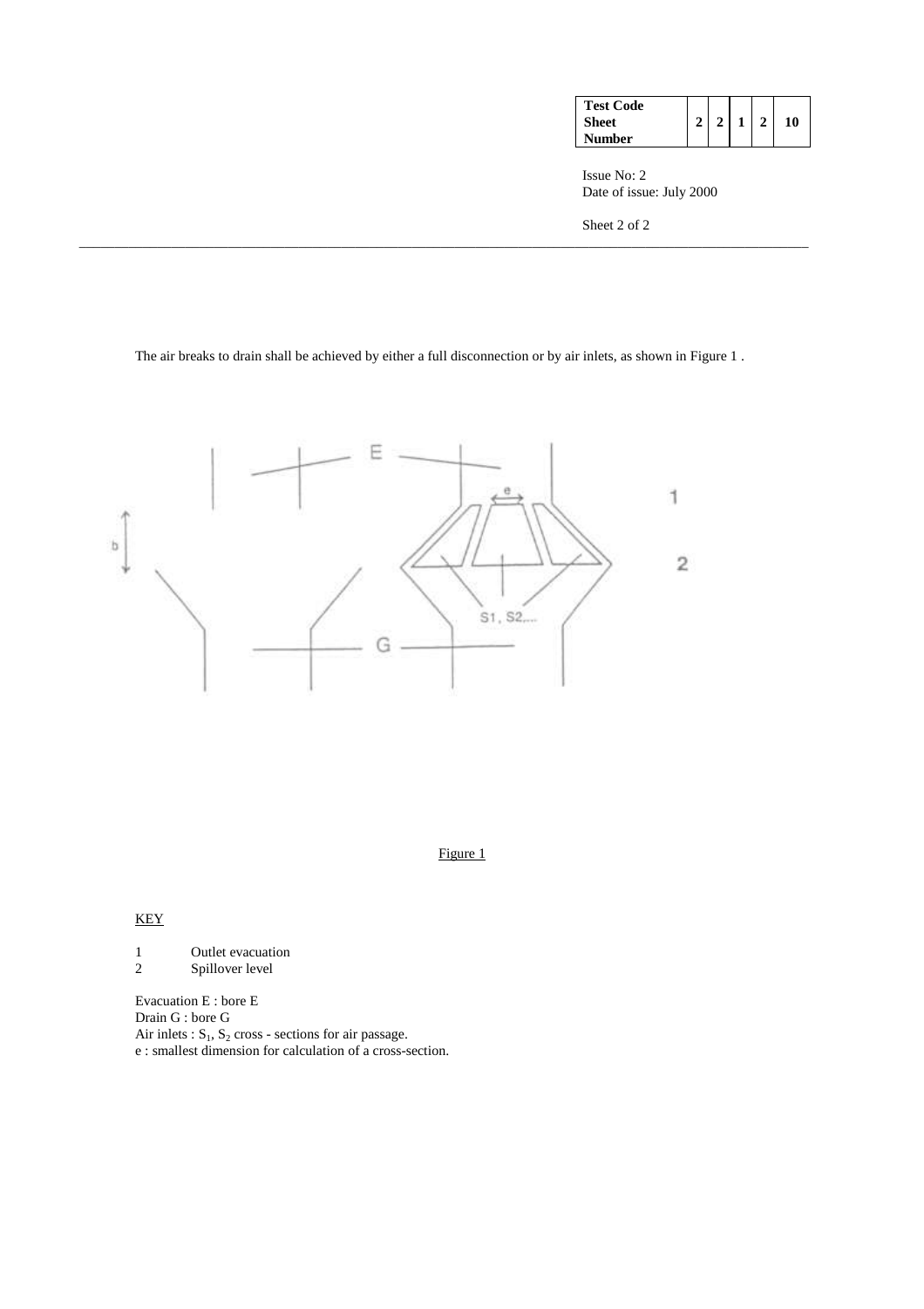The air breaks to drain shall be achieved by either a full disconnection or by air inlets, as shown in Figure 1 .

E

e

b

1

2

S1, S2,...

G

Figure 1

KEY

1 Outlet evacuation
2 Spillover level

Evacuation E : bore E
Drain G : bore G
Air inlets : $S_1$, $S_2$ cross - sections for air passage.
e : smallest dimension for calculation of a cross-section.